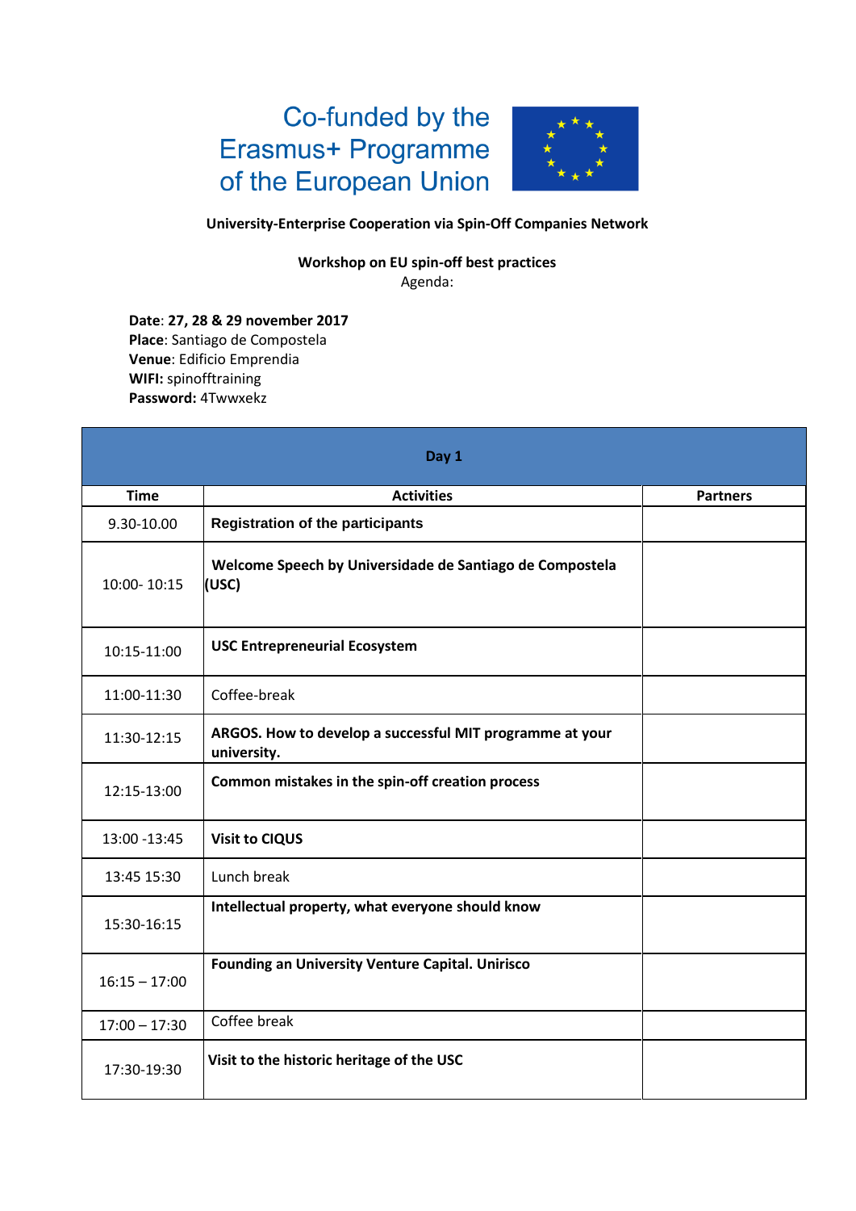Co-funded by the Erasmus+ Programme of the European Union

**University-Enterprise Cooperation via Spin-Off Companies Network**

**Workshop on EU spin-off best practices**

Agenda:

**Date**: **27, 28 & 29 november 2017**
**Place**: Santiago de Compostela
**Venue**: Edificio Emprendia
**WIFI:** spinofftraining
**Password:** 4Twwxekz

| **Day 1** | | |
|---|---|---|
| **Time** | **Activities** | **Partners** |
| 9.30-10.00 | **Registration of the participants** | |
| 10:00- 10:15 | **Welcome Speech by Universidade de Santiago de Compostela (USC)** | |
| 10:15-11:00 | **USC Entrepreneurial Ecosystem** | |
| 11:00-11:30 | Coffee-break | |
| 11:30-12:15 | **ARGOS. How to develop a successful MIT programme at your university.** | |
| 12:15-13:00 | **Common mistakes in the spin-off creation process** | |
| 13:00 -13:45 | **Visit to CIQUS** | |
| 13:45 15:30 | Lunch break | |
| 15:30-16:15 | **Intellectual property, what everyone should know** | |
| 16:15 – 17:00 | **Founding an University Venture Capital. Unirisco** | |
| 17:00 – 17:30 | Coffee break | |
| 17:30-19:30 | **Visit to the historic heritage of the USC** | |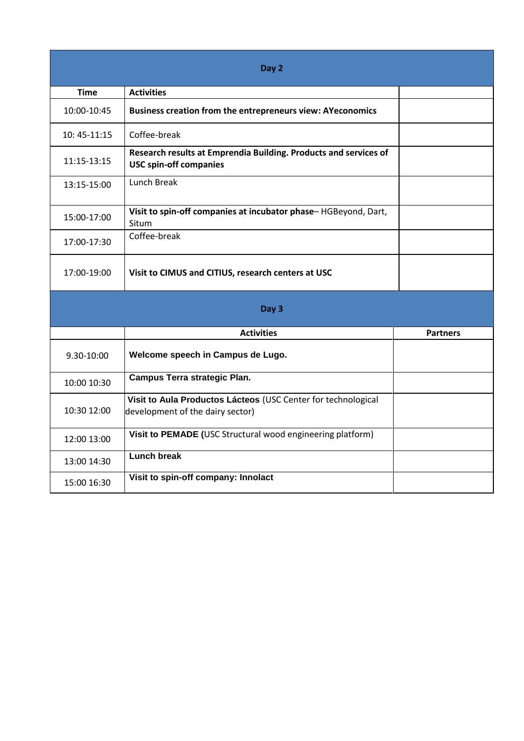| Day 2 | | |
|---|---|---|
| **Time** | **Activities** | |
| 10:00-10:45 | **Business creation from the entrepreneurs view: AYeconomics** | |
| 10: 45-11:15 | Coffee-break | |
| 11:15-13:15 | **Research results at Emprendia Building. Products and services of USC spin-off companies** | |
| 13:15-15:00 | Lunch Break | |
| 15:00-17:00 | **Visit to spin-off companies at incubator phase**– HGBeyond, Dart, Situm | |
| 17:00-17:30 | Coffee-break | |
| 17:00-19:00 | **Visit to CIMUS and CITIUS, research centers at USC** | |

| Day 3 | | |
|---|---|---|
| | **Activities** | **Partners** |
| 9.30-10:00 | **Welcome speech in Campus de Lugo.** | |
| 10:00 10:30 | **Campus Terra strategic Plan.** | |
| 10:30 12:00 | **Visit to Aula Productos Lácteos** (USC Center for technological development of the dairy sector) | |
| 12:00 13:00 | **Visit to PEMADE (**USC Structural wood engineering platform) | |
| 13:00 14:30 | **Lunch break** | |
| 15:00 16:30 | **Visit to spin-off company: Innolact** | |